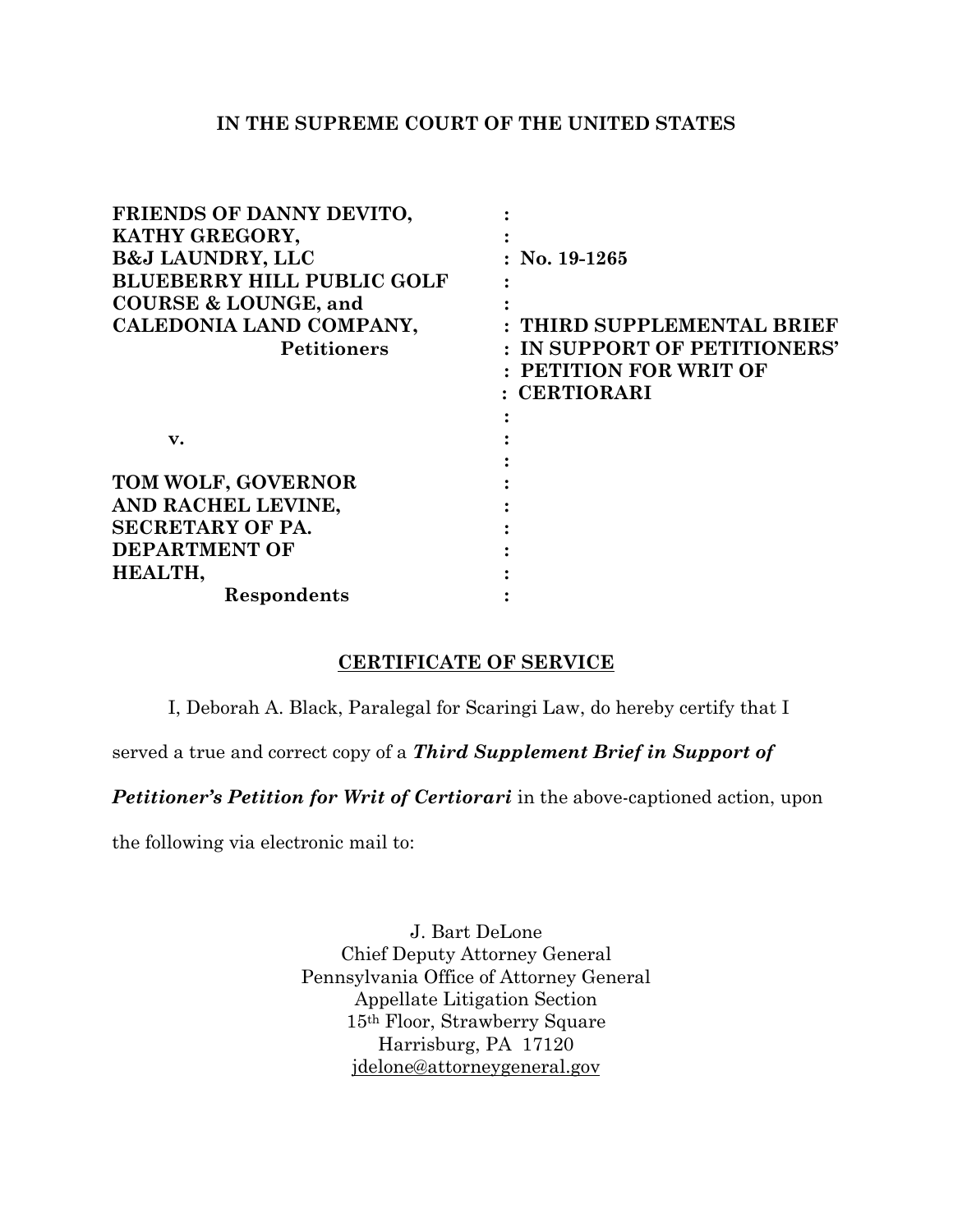**IN THE SUPREME COURT OF THE UNITED STATES**

| | |
|---|---|
| **FRIENDS OF DANNY DEVITO,** | : |
| **KATHY GREGORY,** | : |
| **B&J LAUNDRY, LLC** | : **No. 19-1265** |
| **BLUEBERRY HILL PUBLIC GOLF** | : |
| **COURSE & LOUNGE, and** | : |
| **CALEDONIA LAND COMPANY,** | : **THIRD SUPPLEMENTAL BRIEF** |
| **Petitioners** | : **IN SUPPORT OF PETITIONERS'** |
| | : **PETITION FOR WRIT OF** |
| | : **CERTIORARI** |
| | : |
| **v.** | : |
| | : |
| **TOM WOLF, GOVERNOR** | : |
| **AND RACHEL LEVINE,** | : |
| **SECRETARY OF PA.** | : |
| **DEPARTMENT OF** | : |
| **HEALTH,** | : |
| **Respondents** | : |

**CERTIFICATE OF SERVICE**

I, Deborah A. Black, Paralegal for Scaringi Law, do hereby certify that I served a true and correct copy of a ***Third Supplement Brief in Support of Petitioner's Petition for Writ of Certiorari*** in the above-captioned action, upon the following via electronic mail to:

J. Bart DeLone
Chief Deputy Attorney General
Pennsylvania Office of Attorney General
Appellate Litigation Section
15th Floor, Strawberry Square
Harrisburg, PA 17120
jdelone@attorneygeneral.gov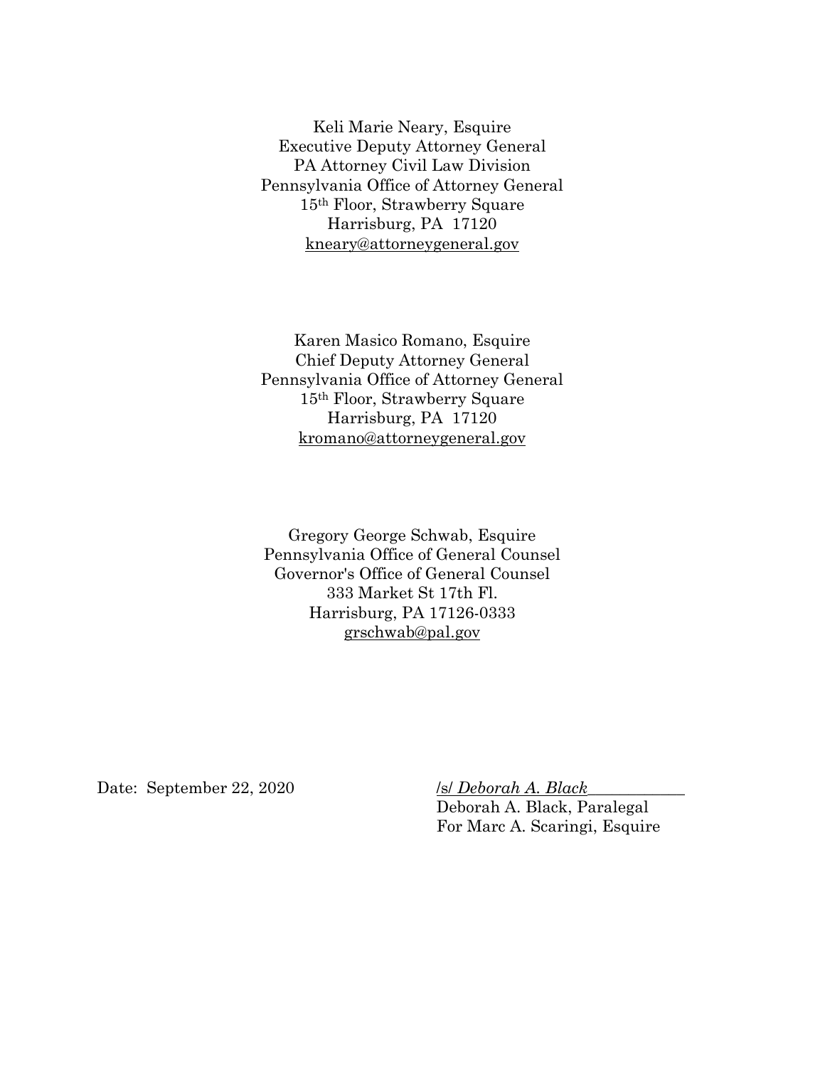Keli Marie Neary, Esquire
Executive Deputy Attorney General
PA Attorney Civil Law Division
Pennsylvania Office of Attorney General
15th Floor, Strawberry Square
Harrisburg, PA 17120
kneary@attorneygeneral.gov

Karen Masico Romano, Esquire
Chief Deputy Attorney General
Pennsylvania Office of Attorney General
15th Floor, Strawberry Square
Harrisburg, PA 17120
kromano@attorneygeneral.gov

Gregory George Schwab, Esquire
Pennsylvania Office of General Counsel
Governor's Office of General Counsel
333 Market St 17th Fl.
Harrisburg, PA 17126-0333
grschwab@pal.gov

Date: September 22, 2020

/s/ *Deborah A. Black*
Deborah A. Black, Paralegal
For Marc A. Scaringi, Esquire